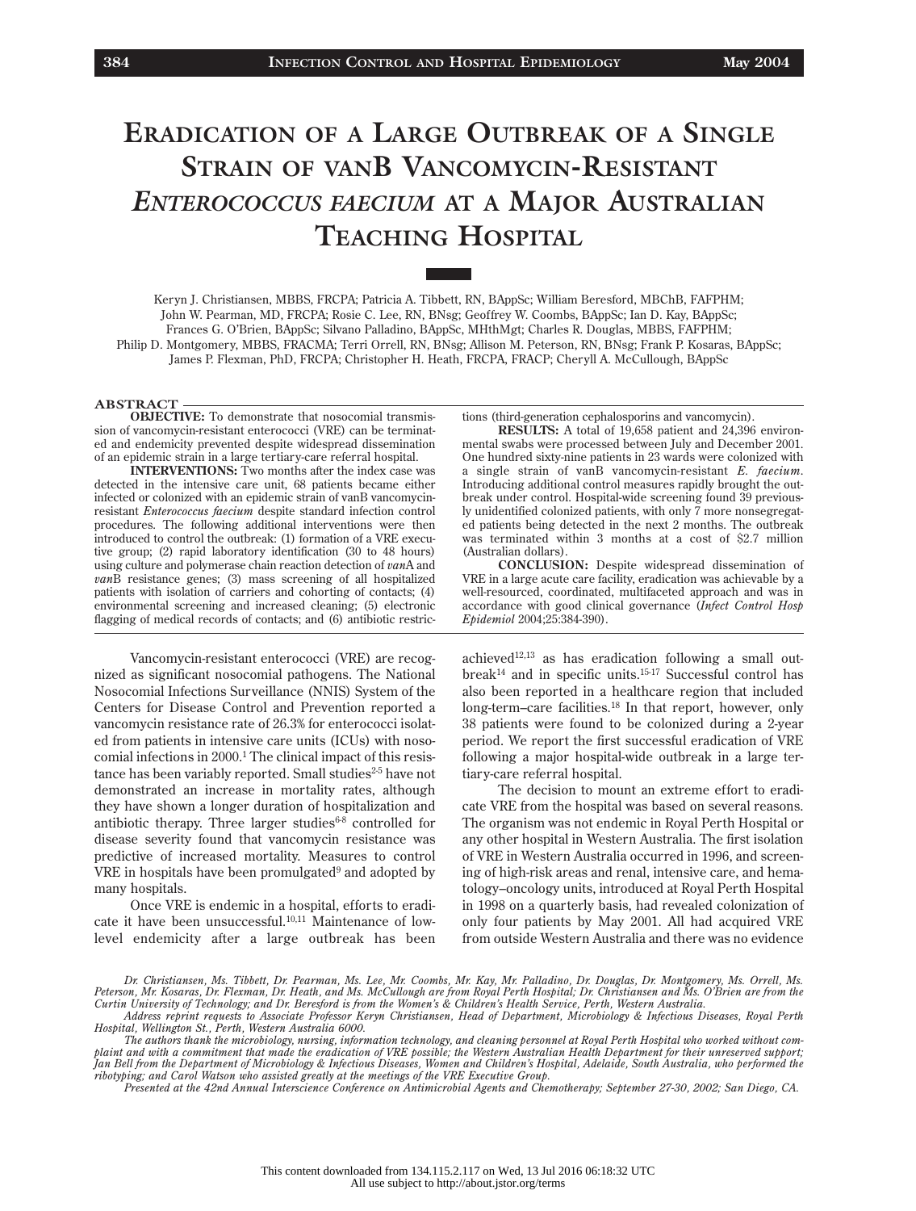# Eradication of a Large Outbreak of a Single Strain of vanB Vancomycin-Resistant *Enterococcus faecium* at a Major Australian Teaching Hospital

Keryn J. Christiansen, MBBS, FRCPA; Patricia A. Tibbett, RN, BAppSc; William Beresford, MBChB, FAFPHM; John W. Pearman, MD, FRCPA; Rosie C. Lee, RN, BNsg; Geoffrey W. Coombs, BAppSc; Ian D. Kay, BAppSc; Frances G. O'Brien, BAppSc; Silvano Palladino, BAppSc, MHthMgt; Charles R. Douglas, MBBS, FAFPHM; Philip D. Montgomery, MBBS, FRACMA; Terri Orrell, RN, BNsg; Allison M. Peterson, RN, BNsg; Frank P. Kosaras, BAppSc; James P. Flexman, PhD, FRCPA; Christopher H. Heath, FRCPA, FRACP; Cheryll A. McCullough, BAppSc

## ABSTRACT

**OBJECTIVE:** To demonstrate that nosocomial transmission of vancomycin-resistant enterococci (VRE) can be terminated and endemicity prevented despite widespread dissemination of an epidemic strain in a large tertiary-care referral hospital.

**INTERVENTIONS:** Two months after the index case was detected in the intensive care unit, 68 patients became either infected or colonized with an epidemic strain of vanB vancomycin-resistant *Enterococcus faecium* despite standard infection control procedures. The following additional interventions were then introduced to control the outbreak: (1) formation of a VRE executive group; (2) rapid laboratory identification (30 to 48 hours) using culture and polymerase chain reaction detection of *van*A and *van*B resistance genes; (3) mass screening of all hospitalized patients with isolation of carriers and cohorting of contacts; (4) environmental screening and increased cleaning; (5) electronic flagging of medical records of contacts; and (6) antibiotic restrictions (third-generation cephalosporins and vancomycin).

**RESULTS:** A total of 19,658 patient and 24,396 environmental swabs were processed between July and December 2001. One hundred sixty-nine patients in 23 wards were colonized with a single strain of vanB vancomycin-resistant *E. faecium*. Introducing additional control measures rapidly brought the outbreak under control. Hospital-wide screening found 39 previously unidentified colonized patients, with only 7 more nonsegregated patients being detected in the next 2 months. The outbreak was terminated within 3 months at a cost of $2.7 million (Australian dollars).

**CONCLUSION:** Despite widespread dissemination of VRE in a large acute care facility, eradication was achievable by a well-resourced, coordinated, multifaceted approach and was in accordance with good clinical governance (*Infect Control Hosp Epidemiol* 2004;25:384-390).

Vancomycin-resistant enterococci (VRE) are recognized as significant nosocomial pathogens. The National Nosocomial Infections Surveillance (NNIS) System of the Centers for Disease Control and Prevention reported a vancomycin resistance rate of 26.3% for enterococci isolated from patients in intensive care units (ICUs) with nosocomial infections in 2000.[1] The clinical impact of this resistance has been variably reported. Small studies[2-5] have not demonstrated an increase in mortality rates, although they have shown a longer duration of hospitalization and antibiotic therapy. Three larger studies[6-8] controlled for disease severity found that vancomycin resistance was predictive of increased mortality. Measures to control VRE in hospitals have been promulgated[9] and adopted by many hospitals.

Once VRE is endemic in a hospital, efforts to eradicate it have been unsuccessful.[10,11] Maintenance of low-level endemicity after a large outbreak has been achieved[12,13] as has eradication following a small outbreak[14] and in specific units.[15-17] Successful control has also been reported in a healthcare region that included long-term–care facilities.[18] In that report, however, only 38 patients were found to be colonized during a 2-year period. We report the first successful eradication of VRE following a major hospital-wide outbreak in a large tertiary-care referral hospital.

The decision to mount an extreme effort to eradicate VRE from the hospital was based on several reasons. The organism was not endemic in Royal Perth Hospital or any other hospital in Western Australia. The first isolation of VRE in Western Australia occurred in 1996, and screening of high-risk areas and renal, intensive care, and hematology–oncology units, introduced at Royal Perth Hospital in 1998 on a quarterly basis, had revealed colonization of only four patients by May 2001. All had acquired VRE from outside Western Australia and there was no evidence

*Dr. Christiansen, Ms. Tibbett, Dr. Pearman, Ms. Lee, Mr. Coombs, Mr. Kay, Mr. Palladino, Dr. Douglas, Dr. Montgomery, Ms. Orrell, Ms. Peterson, Mr. Kosaras, Dr. Flexman, Dr. Heath, and Ms. McCullough are from Royal Perth Hospital; Dr. Christiansen and Ms. O'Brien are from the Curtin University of Technology; and Dr. Beresford is from the Women's & Children's Health Service, Perth, Western Australia.*

*Address reprint requests to Associate Professor Keryn Christiansen, Head of Department, Microbiology & Infectious Diseases, Royal Perth Hospital, Wellington St., Perth, Western Australia 6000.*

*The authors thank the microbiology, nursing, information technology, and cleaning personnel at Royal Perth Hospital who worked without complaint and with a commitment that made the eradication of VRE possible; the Western Australian Health Department for their unreserved support; Jan Bell from the Department of Microbiology & Infectious Diseases, Women and Children's Hospital, Adelaide, South Australia, who performed the ribotyping; and Carol Watson who assisted greatly at the meetings of the VRE Executive Group.*

*Presented at the 42nd Annual Interscience Conference on Antimicrobial Agents and Chemotherapy; September 27-30, 2002; San Diego, CA.*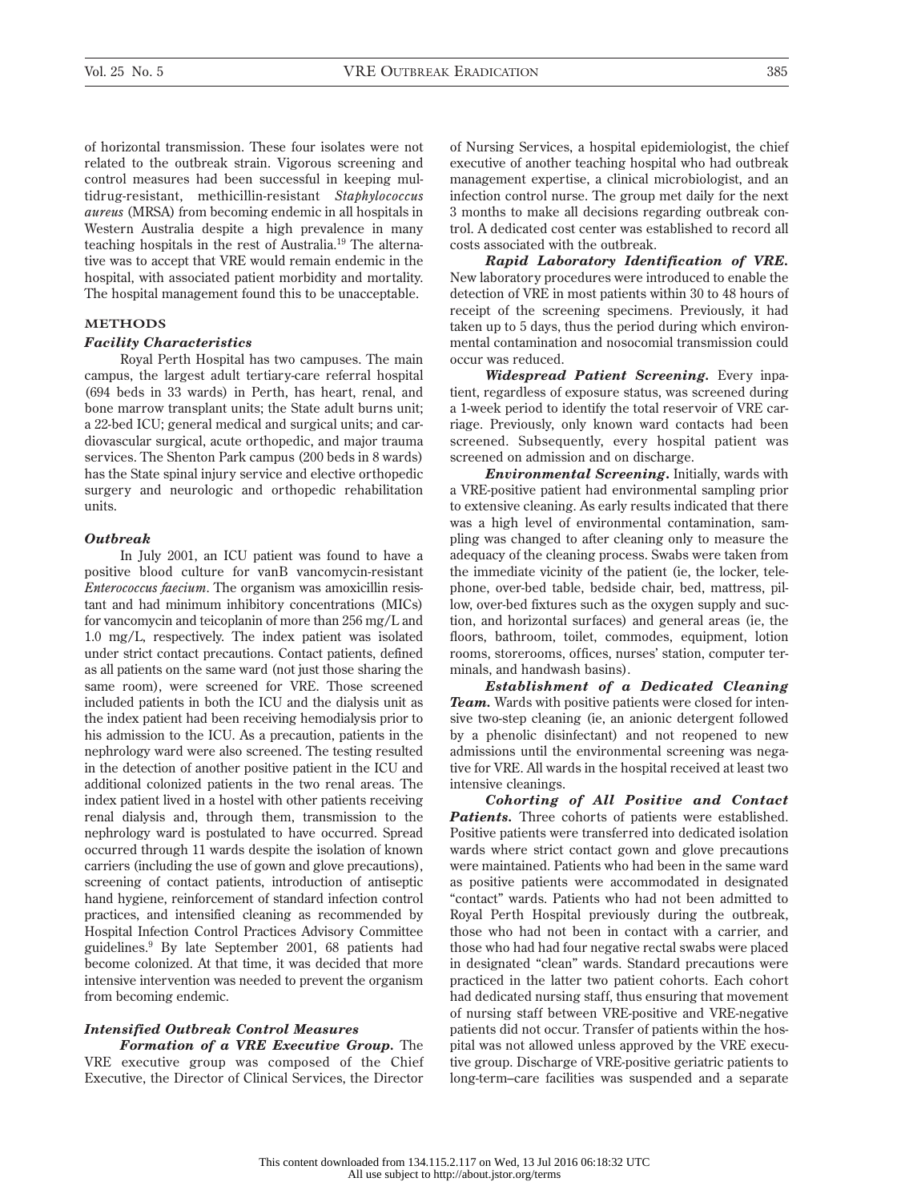of horizontal transmission. These four isolates were not related to the outbreak strain. Vigorous screening and control measures had been successful in keeping multidrug-resistant, methicillin-resistant *Staphylococcus aureus* (MRSA) from becoming endemic in all hospitals in Western Australia despite a high prevalence in many teaching hospitals in the rest of Australia.[19] The alternative was to accept that VRE would remain endemic in the hospital, with associated patient morbidity and mortality. The hospital management found this to be unacceptable.

## METHODS

### *Facility Characteristics*

Royal Perth Hospital has two campuses. The main campus, the largest adult tertiary-care referral hospital (694 beds in 33 wards) in Perth, has heart, renal, and bone marrow transplant units; the State adult burns unit; a 22-bed ICU; general medical and surgical units; and cardiovascular surgical, acute orthopedic, and major trauma services. The Shenton Park campus (200 beds in 8 wards) has the State spinal injury service and elective orthopedic surgery and neurologic and orthopedic rehabilitation units.

### *Outbreak*

In July 2001, an ICU patient was found to have a positive blood culture for vanB vancomycin-resistant *Enterococcus faecium*. The organism was amoxicillin resistant and had minimum inhibitory concentrations (MICs) for vancomycin and teicoplanin of more than 256 mg/L and 1.0 mg/L, respectively. The index patient was isolated under strict contact precautions. Contact patients, defined as all patients on the same ward (not just those sharing the same room), were screened for VRE. Those screened included patients in both the ICU and the dialysis unit as the index patient had been receiving hemodialysis prior to his admission to the ICU. As a precaution, patients in the nephrology ward were also screened. The testing resulted in the detection of another positive patient in the ICU and additional colonized patients in the two renal areas. The index patient lived in a hostel with other patients receiving renal dialysis and, through them, transmission to the nephrology ward is postulated to have occurred. Spread occurred through 11 wards despite the isolation of known carriers (including the use of gown and glove precautions), screening of contact patients, introduction of antiseptic hand hygiene, reinforcement of standard infection control practices, and intensified cleaning as recommended by Hospital Infection Control Practices Advisory Committee guidelines.[9] By late September 2001, 68 patients had become colonized. At that time, it was decided that more intensive intervention was needed to prevent the organism from becoming endemic.

### *Intensified Outbreak Control Measures*

***Formation of a VRE Executive Group.*** The VRE executive group was composed of the Chief Executive, the Director of Clinical Services, the Director of Nursing Services, a hospital epidemiologist, the chief executive of another teaching hospital who had outbreak management expertise, a clinical microbiologist, and an infection control nurse. The group met daily for the next 3 months to make all decisions regarding outbreak control. A dedicated cost center was established to record all costs associated with the outbreak.

***Rapid Laboratory Identification of VRE.*** New laboratory procedures were introduced to enable the detection of VRE in most patients within 30 to 48 hours of receipt of the screening specimens. Previously, it had taken up to 5 days, thus the period during which environmental contamination and nosocomial transmission could occur was reduced.

***Widespread Patient Screening.*** Every inpatient, regardless of exposure status, was screened during a 1-week period to identify the total reservoir of VRE carriage. Previously, only known ward contacts had been screened. Subsequently, every hospital patient was screened on admission and on discharge.

***Environmental Screening.*** Initially, wards with a VRE-positive patient had environmental sampling prior to extensive cleaning. As early results indicated that there was a high level of environmental contamination, sampling was changed to after cleaning only to measure the adequacy of the cleaning process. Swabs were taken from the immediate vicinity of the patient (ie, the locker, telephone, over-bed table, bedside chair, bed, mattress, pillow, over-bed fixtures such as the oxygen supply and suction, and horizontal surfaces) and general areas (ie, the floors, bathroom, toilet, commodes, equipment, lotion rooms, storerooms, offices, nurses' station, computer terminals, and handwash basins).

***Establishment of a Dedicated Cleaning Team.*** Wards with positive patients were closed for intensive two-step cleaning (ie, an anionic detergent followed by a phenolic disinfectant) and not reopened to new admissions until the environmental screening was negative for VRE. All wards in the hospital received at least two intensive cleanings.

***Cohorting of All Positive and Contact Patients.*** Three cohorts of patients were established. Positive patients were transferred into dedicated isolation wards where strict contact gown and glove precautions were maintained. Patients who had been in the same ward as positive patients were accommodated in designated "contact" wards. Patients who had not been admitted to Royal Perth Hospital previously during the outbreak, those who had not been in contact with a carrier, and those who had had four negative rectal swabs were placed in designated "clean" wards. Standard precautions were practiced in the latter two patient cohorts. Each cohort had dedicated nursing staff, thus ensuring that movement of nursing staff between VRE-positive and VRE-negative patients did not occur. Transfer of patients within the hospital was not allowed unless approved by the VRE executive group. Discharge of VRE-positive geriatric patients to long-term–care facilities was suspended and a separate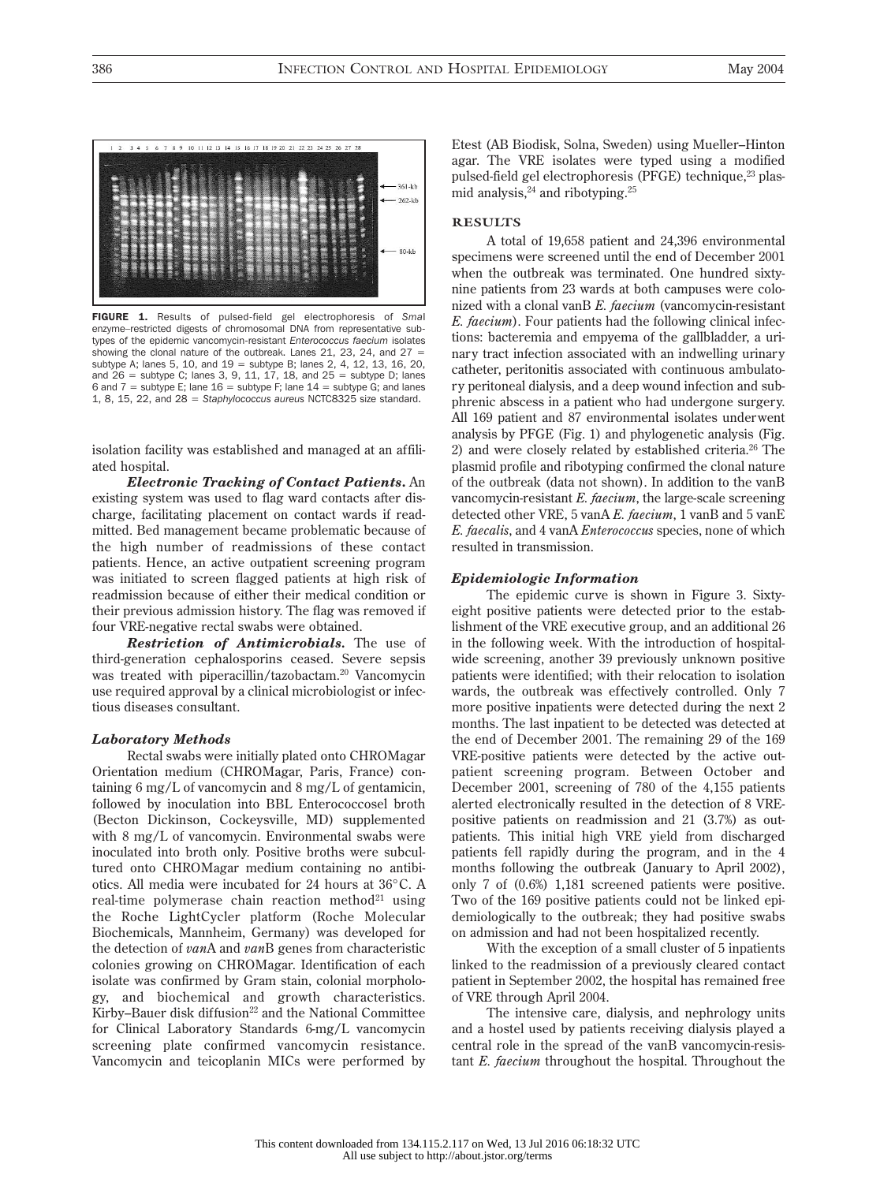FIGURE 1. Results of pulsed-field gel electrophoresis of *Sma*I enzyme–restricted digests of chromosomal DNA from representative subtypes of the epidemic vancomycin-resistant *Enterococcus faecium* isolates showing the clonal nature of the outbreak. Lanes 21, 23, 24, and 27 = subtype A; lanes 5, 10, and 19 = subtype B; lanes 2, 4, 12, 13, 16, 20, and 26 = subtype C; lanes 3, 9, 11, 17, 18, and 25 = subtype D; lanes 6 and 7 = subtype E; lane 16 = subtype F; lane 14 = subtype G; and lanes 1, 8, 15, 22, and 28 = *Staphylococcus aureus* NCTC8325 size standard.

isolation facility was established and managed at an affiliated hospital.

***Electronic Tracking of Contact Patients.*** An existing system was used to flag ward contacts after discharge, facilitating placement on contact wards if readmitted. Bed management became problematic because of the high number of readmissions of these contact patients. Hence, an active outpatient screening program was initiated to screen flagged patients at high risk of readmission because of either their medical condition or their previous admission history. The flag was removed if four VRE-negative rectal swabs were obtained.

***Restriction of Antimicrobials.*** The use of third-generation cephalosporins ceased. Severe sepsis was treated with piperacillin/tazobactam.[20] Vancomycin use required approval by a clinical microbiologist or infectious diseases consultant.

### *Laboratory Methods*

Rectal swabs were initially plated onto CHROMagar Orientation medium (CHROMagar, Paris, France) containing 6 mg/L of vancomycin and 8 mg/L of gentamicin, followed by inoculation into BBL Enterococcosel broth (Becton Dickinson, Cockeysville, MD) supplemented with 8 mg/L of vancomycin. Environmental swabs were inoculated into broth only. Positive broths were subcultured onto CHROMagar medium containing no antibiotics. All media were incubated for 24 hours at 36°C. A real-time polymerase chain reaction method[21] using the Roche LightCycler platform (Roche Molecular Biochemicals, Mannheim, Germany) was developed for the detection of *van*A and *van*B genes from characteristic colonies growing on CHROMagar. Identification of each isolate was confirmed by Gram stain, colonial morphology, and biochemical and growth characteristics. Kirby–Bauer disk diffusion[22] and the National Committee for Clinical Laboratory Standards 6-mg/L vancomycin screening plate confirmed vancomycin resistance. Vancomycin and teicoplanin MICs were performed by Etest (AB Biodisk, Solna, Sweden) using Mueller–Hinton agar. The VRE isolates were typed using a modified pulsed-field gel electrophoresis (PFGE) technique,[23] plasmid analysis,[24] and ribotyping.[25]

## RESULTS

A total of 19,658 patient and 24,396 environmental specimens were screened until the end of December 2001 when the outbreak was terminated. One hundred sixty-nine patients from 23 wards at both campuses were colonized with a clonal vanB *E. faecium* (vancomycin-resistant *E. faecium*). Four patients had the following clinical infections: bacteremia and empyema of the gallbladder, a urinary tract infection associated with an indwelling urinary catheter, peritonitis associated with continuous ambulatory peritoneal dialysis, and a deep wound infection and subphrenic abscess in a patient who had undergone surgery. All 169 patient and 87 environmental isolates underwent analysis by PFGE (Fig. 1) and phylogenetic analysis (Fig. 2) and were closely related by established criteria.[26] The plasmid profile and ribotyping confirmed the clonal nature of the outbreak (data not shown). In addition to the vanB vancomycin-resistant *E. faecium*, the large-scale screening detected other VRE, 5 vanA *E. faecium*, 1 vanB and 5 vanE *E. faecalis*, and 4 vanA *Enterococcus* species, none of which resulted in transmission.

### *Epidemiologic Information*

The epidemic curve is shown in Figure 3. Sixty-eight positive patients were detected prior to the establishment of the VRE executive group, and an additional 26 in the following week. With the introduction of hospital-wide screening, another 39 previously unknown positive patients were identified; with their relocation to isolation wards, the outbreak was effectively controlled. Only 7 more positive inpatients were detected during the next 2 months. The last inpatient to be detected was detected at the end of December 2001. The remaining 29 of the 169 VRE-positive patients were detected by the active outpatient screening program. Between October and December 2001, screening of 780 of the 4,155 patients alerted electronically resulted in the detection of 8 VRE-positive patients on readmission and 21 (3.7%) as outpatients. This initial high VRE yield from discharged patients fell rapidly during the program, and in the 4 months following the outbreak (January to April 2002), only 7 of (0.6%) 1,181 screened patients were positive. Two of the 169 positive patients could not be linked epidemiologically to the outbreak; they had positive swabs on admission and had not been hospitalized recently.

With the exception of a small cluster of 5 inpatients linked to the readmission of a previously cleared contact patient in September 2002, the hospital has remained free of VRE through April 2004.

The intensive care, dialysis, and nephrology units and a hostel used by patients receiving dialysis played a central role in the spread of the vanB vancomycin-resistant *E. faecium* throughout the hospital. Throughout the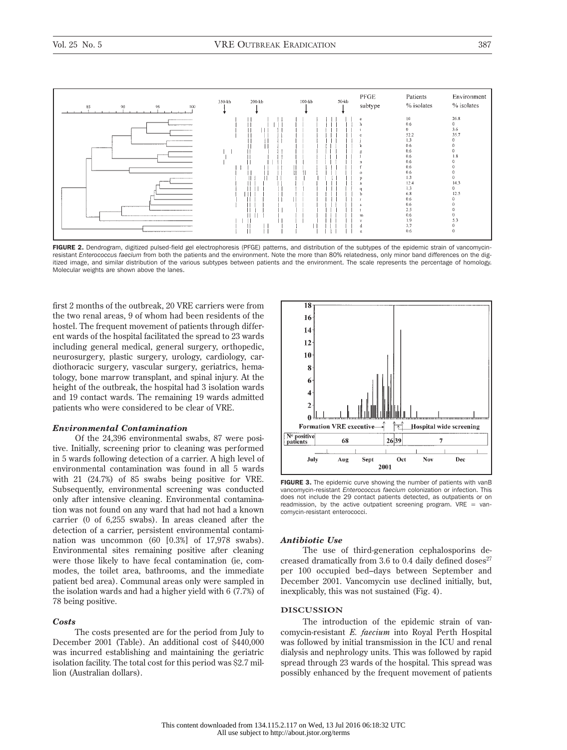| PFGE subtype | Patients % isolates | Environment % isolates |
|---|---|---|
| e | 10 | 26.8 |
| h | 0.6 | 0 |
| i | 0 | 3.6 |
| c | 52.2 | 35.7 |
| j | 1.3 | 0 |
| k | 0.6 | 0 |
| g | 0.6 | 0 |
| l | 0.6 | 1.8 |
| n | 0.6 | 0 |
| f | 0.6 | 0 |
| o | 0.6 | 0 |
| p | 1.3 | 0 |
| a | 12.4 | 14.3 |
| q | 1.3 | 0 |
| b | 6.8 | 12.5 |
| r | 0.6 | 0 |
| s | 0.6 | 0 |
| t | 2.5 | 0 |
| m | 0.6 | 0 |
| v | 1.9 | 5.3 |
| d | 3.7 | 0 |
| u | 0.6 | 0 |

**FIGURE 2.** Dendrogram, digitized pulsed-field gel electrophoresis (PFGE) patterns, and distribution of the subtypes of the epidemic strain of vancomycin-resistant *Enterococcus faecium* from both the patients and the environment. Note the more than 80% relatedness, only minor band differences on the digitized image, and similar distribution of the various subtypes between patients and the environment. The scale represents the percentage of homology. Molecular weights are shown above the lanes.

first 2 months of the outbreak, 20 VRE carriers were from the two renal areas, 9 of whom had been residents of the hostel. The frequent movement of patients through different wards of the hospital facilitated the spread to 23 wards including general medical, general surgery, orthopedic, neurosurgery, plastic surgery, urology, cardiology, cardiothoracic surgery, vascular surgery, geriatrics, hematology, bone marrow transplant, and spinal injury. At the height of the outbreak, the hospital had 3 isolation wards and 19 contact wards. The remaining 19 wards admitted patients who were considered to be clear of VRE.

### *Environmental Contamination*

Of the 24,396 environmental swabs, 87 were positive. Initially, screening prior to cleaning was performed in 5 wards following detection of a carrier. A high level of environmental contamination was found in all 5 wards with 21 (24.7%) of 85 swabs being positive for VRE. Subsequently, environmental screening was conducted only after intensive cleaning. Environmental contamination was not found on any ward that had not had a known carrier (0 of 6,255 swabs). In areas cleaned after the detection of a carrier, persistent environmental contamination was uncommon (60 [0.3%] of 17,978 swabs). Environmental sites remaining positive after cleaning were those likely to have fecal contamination (ie, commodes, the toilet area, bathrooms, and the immediate patient bed area). Communal areas only were sampled in the isolation wards and had a higher yield with 6 (7.7%) of 78 being positive.

### *Costs*

The costs presented are for the period from July to December 2001 (Table). An additional cost of $440,000 was incurred establishing and maintaining the geriatric isolation facility. The total cost for this period was $2.7 million (Australian dollars).

**FIGURE 3.** The epidemic curve showing the number of patients with vanB vancomycin-resistant *Enterococcus faecium* colonization or infection. This does not include the 29 contact patients detected, as outpatients or on readmission, by the active outpatient screening program. VRE = vancomycin-resistant enterococci.

### *Antibiotic Use*

The use of third-generation cephalosporins decreased dramatically from 3.6 to 0.4 daily defined doses[27] per 100 occupied bed–days between September and December 2001. Vancomycin use declined initially, but, inexplicably, this was not sustained (Fig. 4).

## DISCUSSION

The introduction of the epidemic strain of vancomycin-resistant *E. faecium* into Royal Perth Hospital was followed by initial transmission in the ICU and renal dialysis and nephrology units. This was followed by rapid spread through 23 wards of the hospital. This spread was possibly enhanced by the frequent movement of patients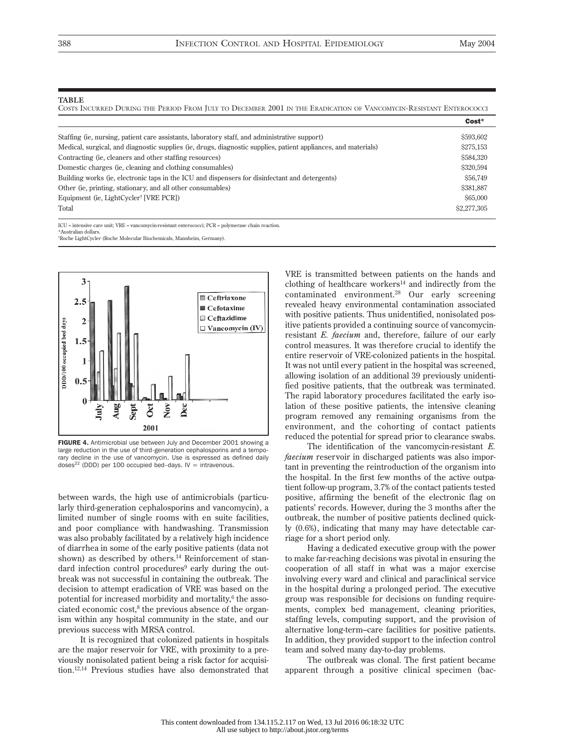**TABLE**
Costs Incurred During the Period From July to December 2001 in the Eradication of Vancomycin-Resistant Enterococci

| | Cost* |
|---|---|
| Staffing (ie, nursing, patient care assistants, laboratory staff, and administrative support) | $593,602 |
| Medical, surgical, and diagnostic supplies (ie, drugs, diagnostic supplies, patient appliances, and materials) | $275,153 |
| Contracting (ie, cleaners and other staffing resources) | $584,320 |
| Domestic charges (ie, cleaning and clothing consumables) | $320,594 |
| Building works (ie, electronic taps in the ICU and dispensers for disinfectant and detergents) | $56,749 |
| Other (ie, printing, stationary, and all other consumables) | $381,887 |
| Equipment (ie, LightCycler† [VRE PCR]) | $65,000 |
| Total | $2,277,305 |

ICU = intensive care unit; VRE = vancomycin-resistant enterococci; PCR = polymerase chain reaction.
*Australian dollars.
†Roche LightCycler (Roche Molecular Biochemicals, Mannheim, Germany).

**FIGURE 4.** Antimicrobial use between July and December 2001 showing a large reduction in the use of third-generation cephalosporins and a temporary decline in the use of vancomycin. Use is expressed as defined daily doses[22] (DDD) per 100 occupied bed–days. IV = intravenous.

between wards, the high use of antimicrobials (particularly third-generation cephalosporins and vancomycin), a limited number of single rooms with en suite facilities, and poor compliance with handwashing. Transmission was also probably facilitated by a relatively high incidence of diarrhea in some of the early positive patients (data not shown) as described by others.[14] Reinforcement of standard infection control procedures[9] early during the outbreak was not successful in containing the outbreak. The decision to attempt eradication of VRE was based on the potential for increased morbidity and mortality,[6] the associated economic cost,[8] the previous absence of the organism within any hospital community in the state, and our previous success with MRSA control.

It is recognized that colonized patients in hospitals are the major reservoir for VRE, with proximity to a previously nonisolated patient being a risk factor for acquisition.[12,14] Previous studies have also demonstrated that VRE is transmitted between patients on the hands and clothing of healthcare workers[14] and indirectly from the contaminated environment.[28] Our early screening revealed heavy environmental contamination associated with positive patients. Thus unidentified, nonisolated positive patients provided a continuing source of vancomycin-resistant *E. faecium* and, therefore, failure of our early control measures. It was therefore crucial to identify the entire reservoir of VRE-colonized patients in the hospital. It was not until every patient in the hospital was screened, allowing isolation of an additional 39 previously unidentified positive patients, that the outbreak was terminated. The rapid laboratory procedures facilitated the early isolation of these positive patients, the intensive cleaning program removed any remaining organisms from the environment, and the cohorting of contact patients reduced the potential for spread prior to clearance swabs.

The identification of the vancomycin-resistant *E. faecium* reservoir in discharged patients was also important in preventing the reintroduction of the organism into the hospital. In the first few months of the active outpatient follow-up program, 3.7% of the contact patients tested positive, affirming the benefit of the electronic flag on patients' records. However, during the 3 months after the outbreak, the number of positive patients declined quickly (0.6%), indicating that many may have detectable carriage for a short period only.

Having a dedicated executive group with the power to make far-reaching decisions was pivotal in ensuring the cooperation of all staff in what was a major exercise involving every ward and clinical and paraclinical service in the hospital during a prolonged period. The executive group was responsible for decisions on funding requirements, complex bed management, cleaning priorities, staffing levels, computing support, and the provision of alternative long-term–care facilities for positive patients. In addition, they provided support to the infection control team and solved many day-to-day problems.

The outbreak was clonal. The first patient became apparent through a positive clinical specimen (bac-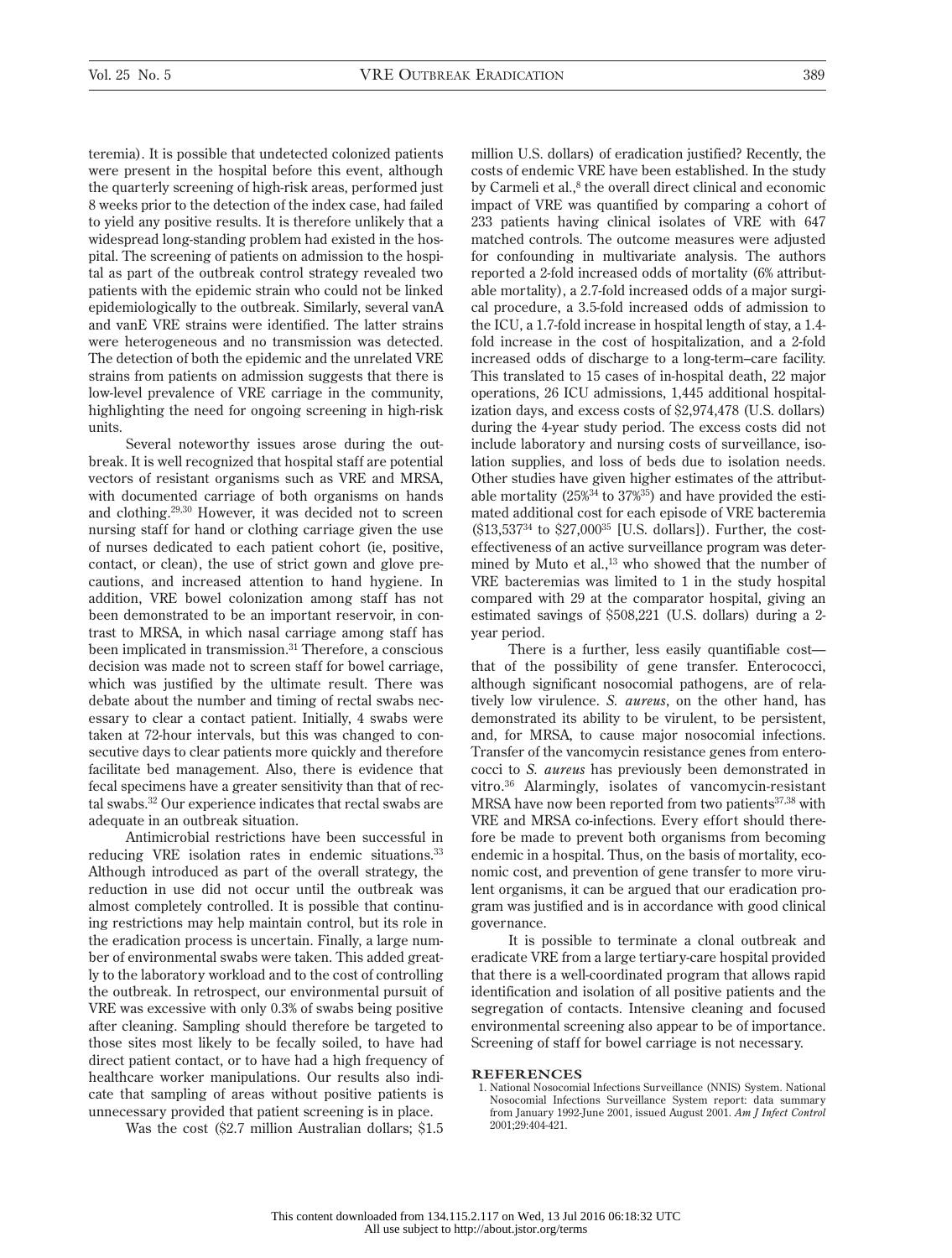teremia). It is possible that undetected colonized patients were present in the hospital before this event, although the quarterly screening of high-risk areas, performed just 8 weeks prior to the detection of the index case, had failed to yield any positive results. It is therefore unlikely that a widespread long-standing problem had existed in the hospital. The screening of patients on admission to the hospital as part of the outbreak control strategy revealed two patients with the epidemic strain who could not be linked epidemiologically to the outbreak. Similarly, several vanA and vanE VRE strains were identified. The latter strains were heterogeneous and no transmission was detected. The detection of both the epidemic and the unrelated VRE strains from patients on admission suggests that there is low-level prevalence of VRE carriage in the community, highlighting the need for ongoing screening in high-risk units.

Several noteworthy issues arose during the outbreak. It is well recognized that hospital staff are potential vectors of resistant organisms such as VRE and MRSA, with documented carriage of both organisms on hands and clothing.[29,30] However, it was decided not to screen nursing staff for hand or clothing carriage given the use of nurses dedicated to each patient cohort (ie, positive, contact, or clean), the use of strict gown and glove precautions, and increased attention to hand hygiene. In addition, VRE bowel colonization among staff has not been demonstrated to be an important reservoir, in contrast to MRSA, in which nasal carriage among staff has been implicated in transmission.[31] Therefore, a conscious decision was made not to screen staff for bowel carriage, which was justified by the ultimate result. There was debate about the number and timing of rectal swabs necessary to clear a contact patient. Initially, 4 swabs were taken at 72-hour intervals, but this was changed to consecutive days to clear patients more quickly and therefore facilitate bed management. Also, there is evidence that fecal specimens have a greater sensitivity than that of rectal swabs.[32] Our experience indicates that rectal swabs are adequate in an outbreak situation.

Antimicrobial restrictions have been successful in reducing VRE isolation rates in endemic situations.[33] Although introduced as part of the overall strategy, the reduction in use did not occur until the outbreak was almost completely controlled. It is possible that continuing restrictions may help maintain control, but its role in the eradication process is uncertain. Finally, a large number of environmental swabs were taken. This added greatly to the laboratory workload and to the cost of controlling the outbreak. In retrospect, our environmental pursuit of VRE was excessive with only 0.3% of swabs being positive after cleaning. Sampling should therefore be targeted to those sites most likely to be fecally soiled, to have had direct patient contact, or to have had a high frequency of healthcare worker manipulations. Our results also indicate that sampling of areas without positive patients is unnecessary provided that patient screening is in place.

Was the cost ($2.7 million Australian dollars; $1.5 million U.S. dollars) of eradication justified? Recently, the costs of endemic VRE have been established. In the study by Carmeli et al.,[8] the overall direct clinical and economic impact of VRE was quantified by comparing a cohort of 233 patients having clinical isolates of VRE with 647 matched controls. The outcome measures were adjusted for confounding in multivariate analysis. The authors reported a 2-fold increased odds of mortality (6% attributable mortality), a 2.7-fold increased odds of a major surgical procedure, a 3.5-fold increased odds of admission to the ICU, a 1.7-fold increase in hospital length of stay, a 1.4-fold increase in the cost of hospitalization, and a 2-fold increased odds of discharge to a long-term–care facility. This translated to 15 cases of in-hospital death, 22 major operations, 26 ICU admissions, 1,445 additional hospitalization days, and excess costs of $2,974,478 (U.S. dollars) during the 4-year study period. The excess costs did not include laboratory and nursing costs of surveillance, isolation supplies, and loss of beds due to isolation needs. Other studies have given higher estimates of the attributable mortality (25%[34] to 37%[35]) and have provided the estimated additional cost for each episode of VRE bacteremia ($13,537[34] to $27,000[35] [U.S. dollars]). Further, the cost-effectiveness of an active surveillance program was determined by Muto et al.,[13] who showed that the number of VRE bacteremias was limited to 1 in the study hospital compared with 29 at the comparator hospital, giving an estimated savings of $508,221 (U.S. dollars) during a 2-year period.

There is a further, less easily quantifiable cost—that of the possibility of gene transfer. Enterococci, although significant nosocomial pathogens, are of relatively low virulence. *S. aureus*, on the other hand, has demonstrated its ability to be virulent, to be persistent, and, for MRSA, to cause major nosocomial infections. Transfer of the vancomycin resistance genes from enterococci to *S. aureus* has previously been demonstrated in vitro.[36] Alarmingly, isolates of vancomycin-resistant MRSA have now been reported from two patients[37,38] with VRE and MRSA co-infections. Every effort should therefore be made to prevent both organisms from becoming endemic in a hospital. Thus, on the basis of mortality, economic cost, and prevention of gene transfer to more virulent organisms, it can be argued that our eradication program was justified and is in accordance with good clinical governance.

It is possible to terminate a clonal outbreak and eradicate VRE from a large tertiary-care hospital provided that there is a well-coordinated program that allows rapid identification and isolation of all positive patients and the segregation of contacts. Intensive cleaning and focused environmental screening also appear to be of importance. Screening of staff for bowel carriage is not necessary.

## REFERENCES

1. National Nosocomial Infections Surveillance (NNIS) System. National Nosocomial Infections Surveillance System report: data summary from January 1992-June 2001, issued August 2001. *Am J Infect Control* 2001;29:404-421.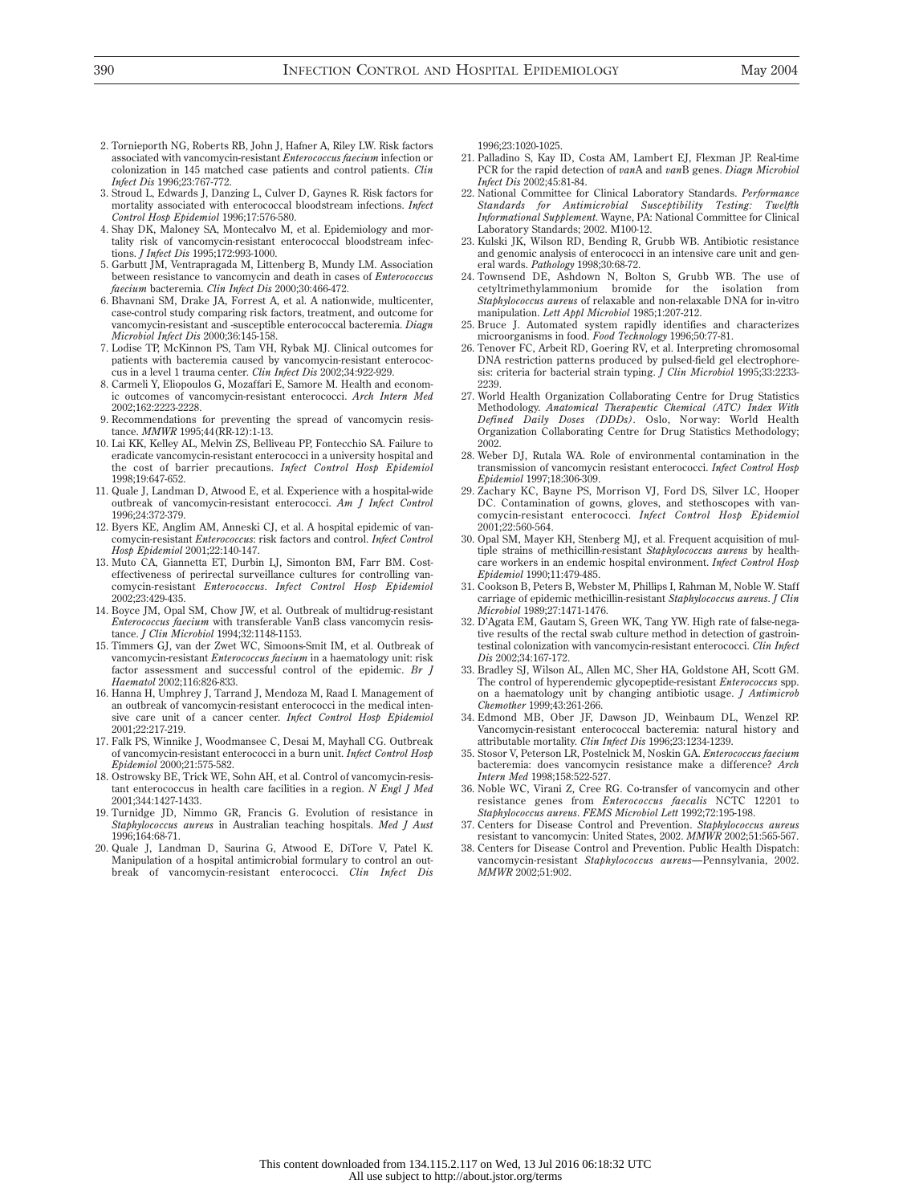2. Tornieporth NG, Roberts RB, John J, Hafner A, Riley LW. Risk factors associated with vancomycin-resistant *Enterococcus faecium* infection or colonization in 145 matched case patients and control patients. *Clin Infect Dis* 1996;23:767-772.
3. Stroud L, Edwards J, Danzing L, Culver D, Gaynes R. Risk factors for mortality associated with enterococcal bloodstream infections. *Infect Control Hosp Epidemiol* 1996;17:576-580.
4. Shay DK, Maloney SA, Montecalvo M, et al. Epidemiology and mortality risk of vancomycin-resistant enterococcal bloodstream infections. *J Infect Dis* 1995;172:993-1000.
5. Garbutt JM, Ventrapragada M, Littenberg B, Mundy LM. Association between resistance to vancomycin and death in cases of *Enterococcus faecium* bacteremia. *Clin Infect Dis* 2000;30:466-472.
6. Bhavnani SM, Drake JA, Forrest A, et al. A nationwide, multicenter, case-control study comparing risk factors, treatment, and outcome for vancomycin-resistant and -susceptible enterococcal bacteremia. *Diagn Microbiol Infect Dis* 2000;36:145-158.
7. Lodise TP, McKinnon PS, Tam VH, Rybak MJ. Clinical outcomes for patients with bacteremia caused by vancomycin-resistant enterococcus in a level 1 trauma center. *Clin Infect Dis* 2002;34:922-929.
8. Carmeli Y, Eliopoulos G, Mozaffari E, Samore M. Health and economic outcomes of vancomycin-resistant enterococci. *Arch Intern Med* 2002;162:2223-2228.
9. Recommendations for preventing the spread of vancomycin resistance. *MMWR* 1995;44(RR-12):1-13.
10. Lai KK, Kelley AL, Melvin ZS, Belliveau PP, Fontecchio SA. Failure to eradicate vancomycin-resistant enterococci in a university hospital and the cost of barrier precautions. *Infect Control Hosp Epidemiol* 1998;19:647-652.
11. Quale J, Landman D, Atwood E, et al. Experience with a hospital-wide outbreak of vancomycin-resistant enterococci. *Am J Infect Control* 1996;24:372-379.
12. Byers KE, Anglim AM, Anneski CJ, et al. A hospital epidemic of vancomycin-resistant *Enterococcus*: risk factors and control. *Infect Control Hosp Epidemiol* 2001;22:140-147.
13. Muto CA, Giannetta ET, Durbin LJ, Simonton BM, Farr BM. Cost-effectiveness of perirectal surveillance cultures for controlling vancomycin-resistant *Enterococcus*. *Infect Control Hosp Epidemiol* 2002;23:429-435.
14. Boyce JM, Opal SM, Chow JW, et al. Outbreak of multidrug-resistant *Enterococcus faecium* with transferable VanB class vancomycin resistance. *J Clin Microbiol* 1994;32:1148-1153.
15. Timmers GJ, van der Zwet WC, Simoons-Smit IM, et al. Outbreak of vancomycin-resistant *Enterococcus faecium* in a haematology unit: risk factor assessment and successful control of the epidemic. *Br J Haematol* 2002;116:826-833.
16. Hanna H, Umphrey J, Tarrand J, Mendoza M, Raad I. Management of an outbreak of vancomycin-resistant enterococci in the medical intensive care unit of a cancer center. *Infect Control Hosp Epidemiol* 2001;22:217-219.
17. Falk PS, Winnike J, Woodmansee C, Desai M, Mayhall CG. Outbreak of vancomycin-resistant enterococci in a burn unit. *Infect Control Hosp Epidemiol* 2000;21:575-582.
18. Ostrowsky BE, Trick WE, Sohn AH, et al. Control of vancomycin-resistant enterococcus in health care facilities in a region. *N Engl J Med* 2001;344:1427-1433.
19. Turnidge JD, Nimmo GR, Francis G. Evolution of resistance in *Staphylococcus aureus* in Australian teaching hospitals. *Med J Aust* 1996;164:68-71.
20. Quale J, Landman D, Saurina G, Atwood E, DiTore V, Patel K. Manipulation of a hospital antimicrobial formulary to control an outbreak of vancomycin-resistant enterococci. *Clin Infect Dis* 1996;23:1020-1025.
21. Palladino S, Kay ID, Costa AM, Lambert EJ, Flexman JP. Real-time PCR for the rapid detection of *van*A and *van*B genes. *Diagn Microbiol Infect Dis* 2002;45:81-84.
22. National Committee for Clinical Laboratory Standards. *Performance Standards for Antimicrobial Susceptibility Testing: Twelfth Informational Supplement*. Wayne, PA: National Committee for Clinical Laboratory Standards; 2002. M100-12.
23. Kulski JK, Wilson RD, Bending R, Grubb WB. Antibiotic resistance and genomic analysis of enterococci in an intensive care unit and general wards. *Pathology* 1998;30:68-72.
24. Townsend DE, Ashdown N, Bolton S, Grubb WB. The use of cetyltrimethylammonium bromide for the isolation from *Staphylococcus aureus* of relaxable and non-relaxable DNA for in-vitro manipulation. *Lett Appl Microbiol* 1985;1:207-212.
25. Bruce J. Automated system rapidly identifies and characterizes microorganisms in food. *Food Technology* 1996;50:77-81.
26. Tenover FC, Arbeit RD, Goering RV, et al. Interpreting chromosomal DNA restriction patterns produced by pulsed-field gel electrophoresis: criteria for bacterial strain typing. *J Clin Microbiol* 1995;33:2233-2239.
27. World Health Organization Collaborating Centre for Drug Statistics Methodology. *Anatomical Therapeutic Chemical (ATC) Index With Defined Daily Doses (DDDs)*. Oslo, Norway: World Health Organization Collaborating Centre for Drug Statistics Methodology; 2002.
28. Weber DJ, Rutala WA. Role of environmental contamination in the transmission of vancomycin resistant enterococci. *Infect Control Hosp Epidemiol* 1997;18:306-309.
29. Zachary KC, Bayne PS, Morrison VJ, Ford DS, Silver LC, Hooper DC. Contamination of gowns, gloves, and stethoscopes with vancomycin-resistant enterococci. *Infect Control Hosp Epidemiol* 2001;22:560-564.
30. Opal SM, Mayer KH, Stenberg MJ, et al. Frequent acquisition of multiple strains of methicillin-resistant *Staphylococcus aureus* by healthcare workers in an endemic hospital environment. *Infect Control Hosp Epidemiol* 1990;11:479-485.
31. Cookson B, Peters B, Webster M, Phillips I, Rahman M, Noble W. Staff carriage of epidemic methicillin-resistant *Staphylococcus aureus*. *J Clin Microbiol* 1989;27:1471-1476.
32. D'Agata EM, Gautam S, Green WK, Tang YW. High rate of false-negative results of the rectal swab culture method in detection of gastrointestinal colonization with vancomycin-resistant enterococci. *Clin Infect Dis* 2002;34:167-172.
33. Bradley SJ, Wilson AL, Allen MC, Sher HA, Goldstone AH, Scott GM. The control of hyperendemic glycopeptide-resistant *Enterococcus* spp. on a haematology unit by changing antibiotic usage. *J Antimicrob Chemother* 1999;43:261-266.
34. Edmond MB, Ober JF, Dawson JD, Weinbaum DL, Wenzel RP. Vancomycin-resistant enterococcal bacteremia: natural history and attributable mortality. *Clin Infect Dis* 1996;23:1234-1239.
35. Stosor V, Peterson LR, Postelnick M, Noskin GA. *Enterococcus faecium* bacteremia: does vancomycin resistance make a difference? *Arch Intern Med* 1998;158:522-527.
36. Noble WC, Virani Z, Cree RG. Co-transfer of vancomycin and other resistance genes from *Enterococcus faecalis* NCTC 12201 to *Staphylococcus aureus*. *FEMS Microbiol Lett* 1992;72:195-198.
37. Centers for Disease Control and Prevention. *Staphylococcus aureus* resistant to vancomycin: United States, 2002. *MMWR* 2002;51:565-567.
38. Centers for Disease Control and Prevention. Public Health Dispatch: vancomycin-resistant *Staphylococcus aureus*—Pennsylvania, 2002. *MMWR* 2002;51:902.